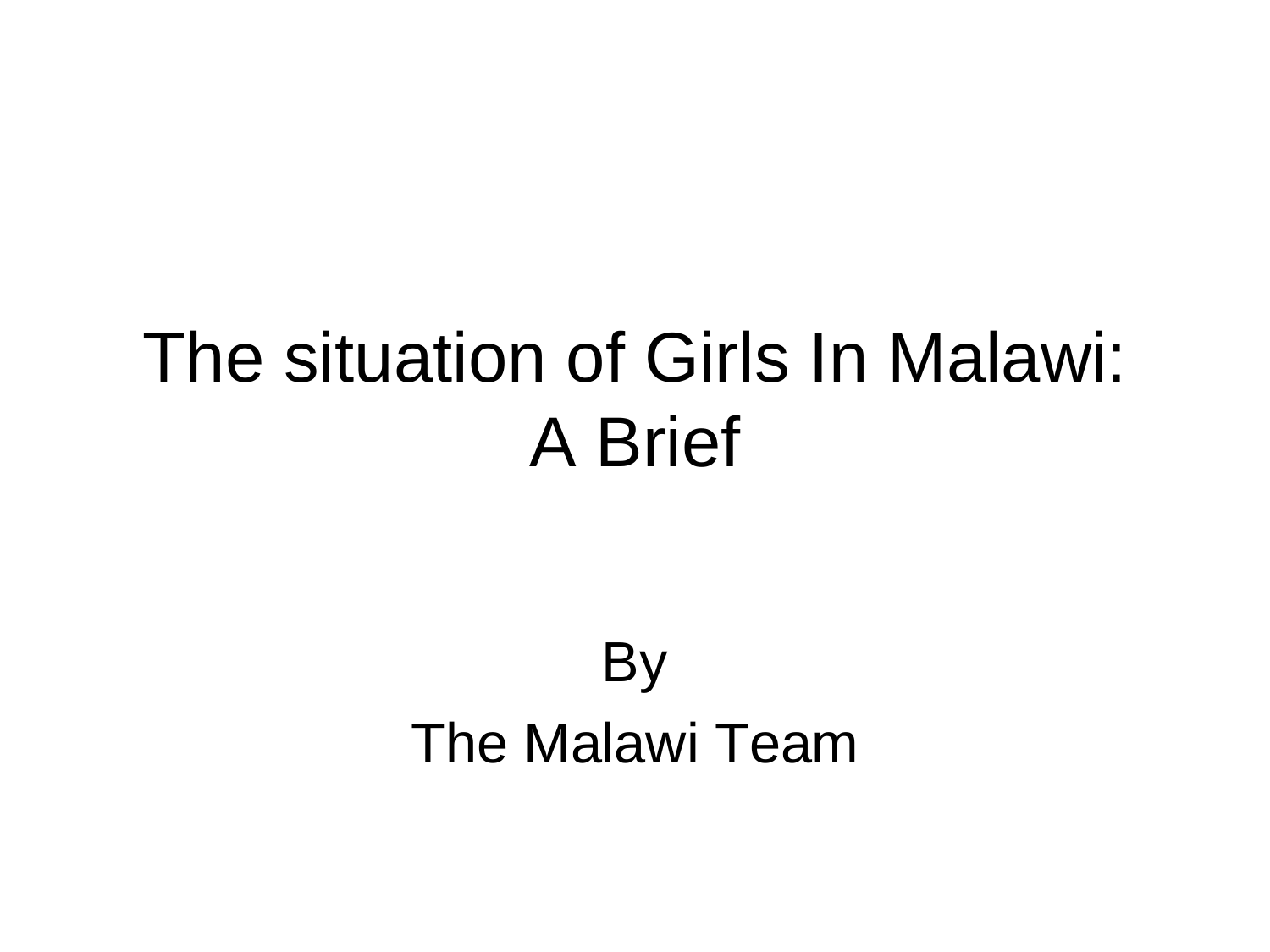# The situation of Girls In Malawi: A Brief

By

The Malawi Team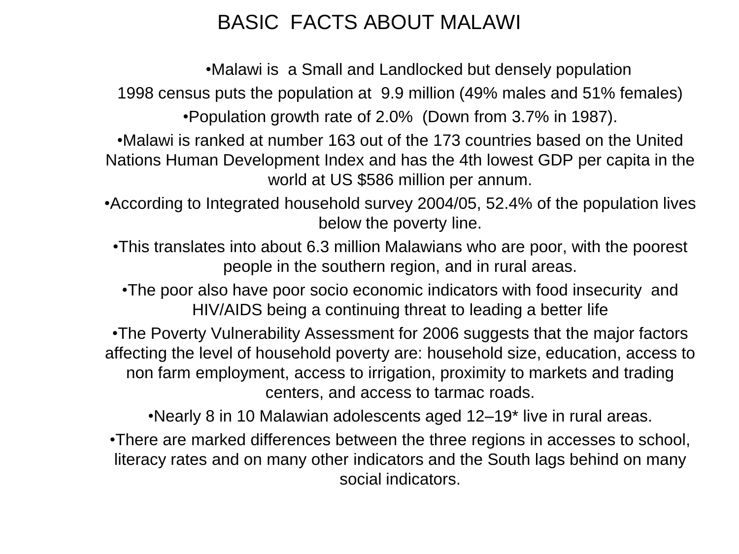# BASIC FACTS ABOUT MALAWI

- Malawi is a Small and Landlocked but densely population

1998 census puts the population at 9.9 million (49% males and 51% females)

- Population growth rate of 2.0% (Down from 3.7% in 1987).
- Malawi is ranked at number 163 out of the 173 countries based on the United Nations Human Development Index and has the 4th lowest GDP per capita in the world at US $586 million per annum.
- According to Integrated household survey 2004/05, 52.4% of the population lives below the poverty line.
- This translates into about 6.3 million Malawians who are poor, with the poorest people in the southern region, and in rural areas.
- The poor also have poor socio economic indicators with food insecurity and HIV/AIDS being a continuing threat to leading a better life
- The Poverty Vulnerability Assessment for 2006 suggests that the major factors affecting the level of household poverty are: household size, education, access to non farm employment, access to irrigation, proximity to markets and trading centers, and access to tarmac roads.
- Nearly 8 in 10 Malawian adolescents aged 12–19* live in rural areas.
- There are marked differences between the three regions in accesses to school, literacy rates and on many other indicators and the South lags behind on many social indicators.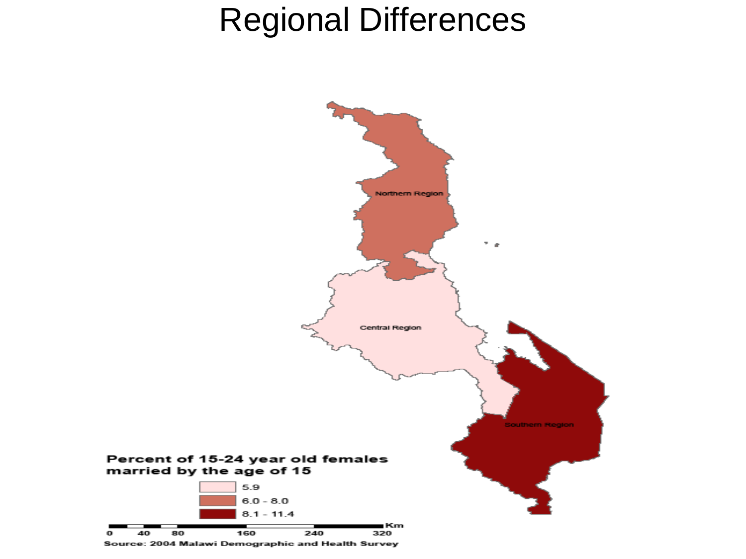# Regional Differences

Northern Region

Central Region

Southern Region

**Percent of 15-24 year old females married by the age of 15**

- 5.9
- 6.0 - 8.0
- 8.1 - 11.4

0 40 80 160 240 320 Km

Source: 2004 Malawi Demographic and Health Survey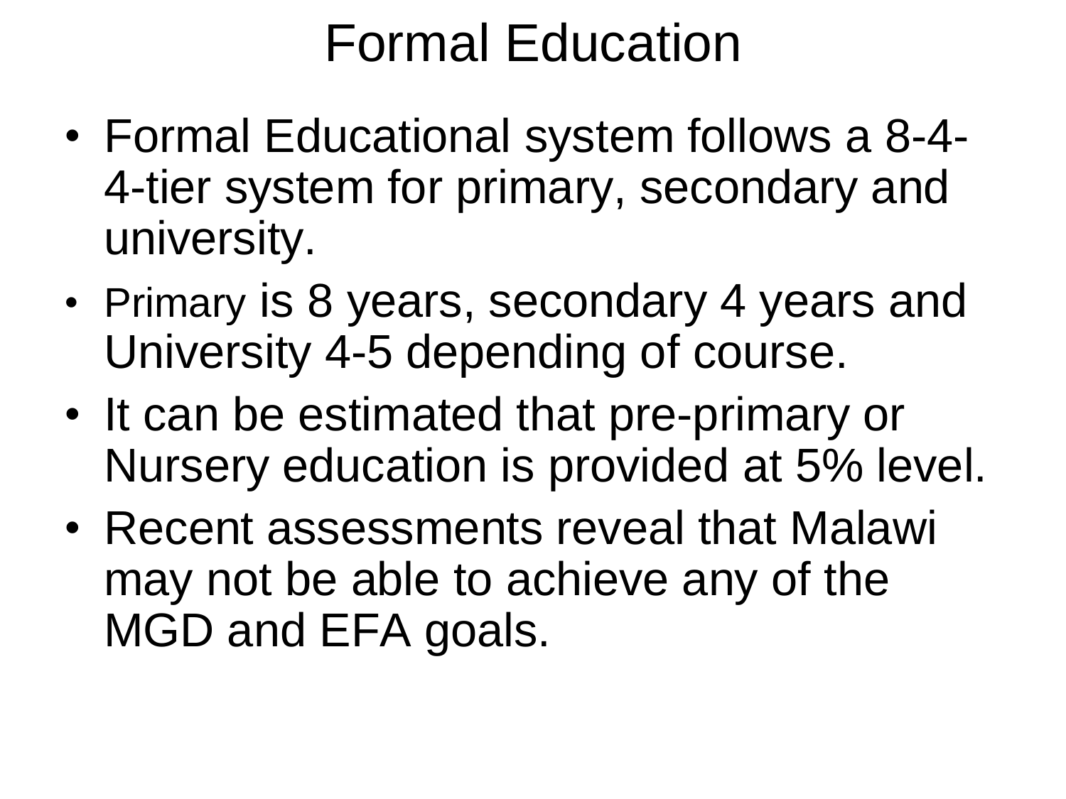# Formal Education

- Formal Educational system follows a 8-4-4-tier system for primary, secondary and university.
- Primary is 8 years, secondary 4 years and University 4-5 depending of course.
- It can be estimated that pre-primary or Nursery education is provided at 5% level.
- Recent assessments reveal that Malawi may not be able to achieve any of the MGD and EFA goals.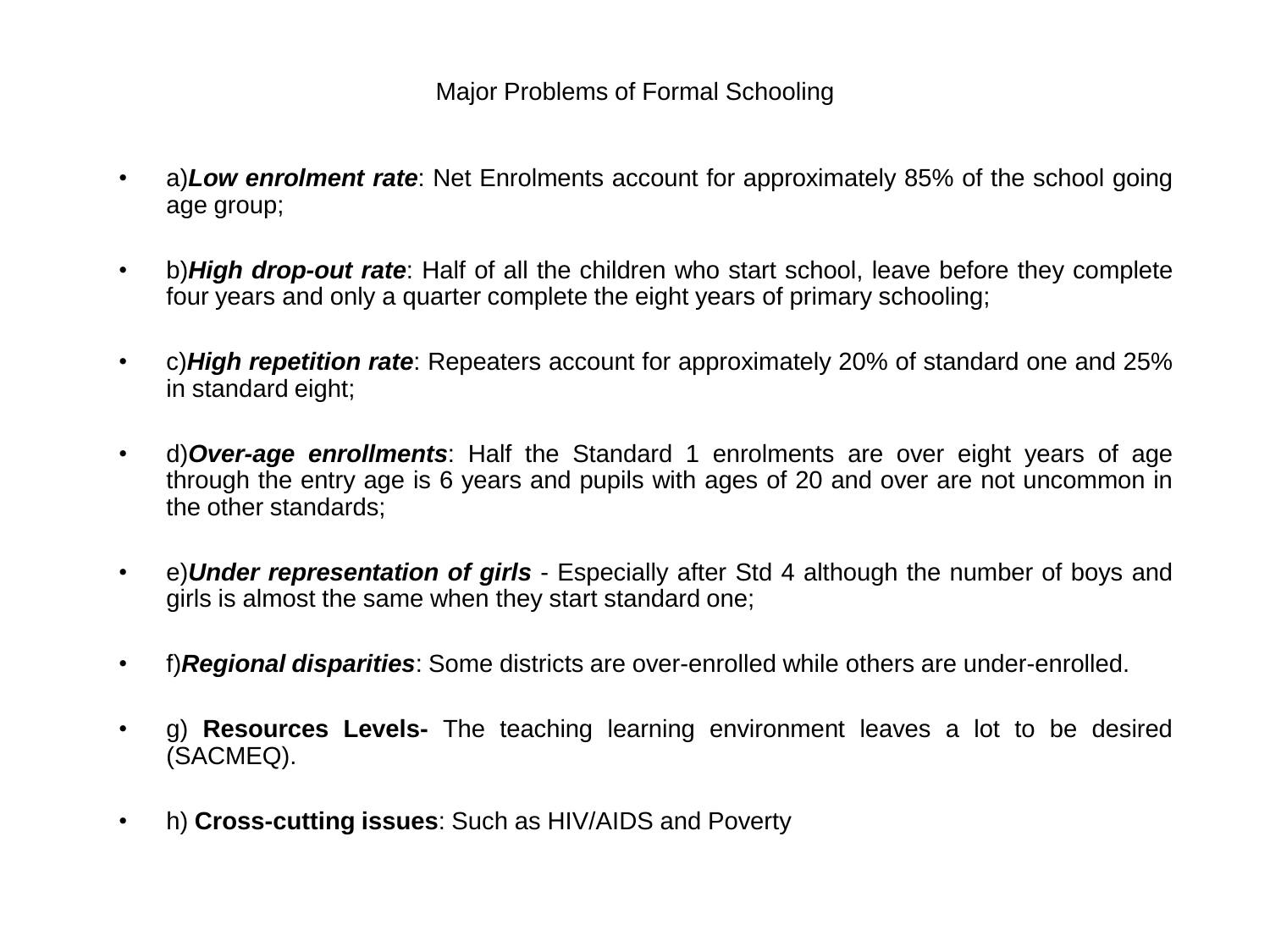## Major Problems of Formal Schooling

- a)***Low enrolment rate***: Net Enrolments account for approximately 85% of the school going age group;
- b)***High drop-out rate***: Half of all the children who start school, leave before they complete four years and only a quarter complete the eight years of primary schooling;
- c)***High repetition rate***: Repeaters account for approximately 20% of standard one and 25% in standard eight;
- d)***Over-age enrollments***: Half the Standard 1 enrolments are over eight years of age through the entry age is 6 years and pupils with ages of 20 and over are not uncommon in the other standards;
- e)***Under representation of girls*** - Especially after Std 4 although the number of boys and girls is almost the same when they start standard one;
- f)***Regional disparities***: Some districts are over-enrolled while others are under-enrolled.
- g) **Resources Levels-** The teaching learning environment leaves a lot to be desired (SACMEQ).
- h) **Cross-cutting issues**: Such as HIV/AIDS and Poverty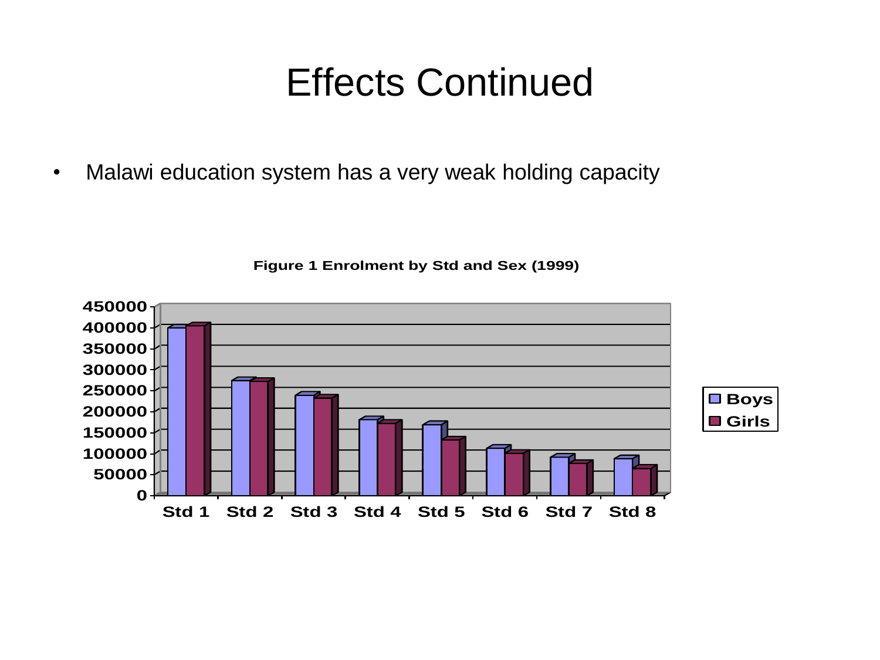# Effects Continued

- Malawi education system has a very weak holding capacity

**Figure 1 Enrolment by Std and Sex (1999)**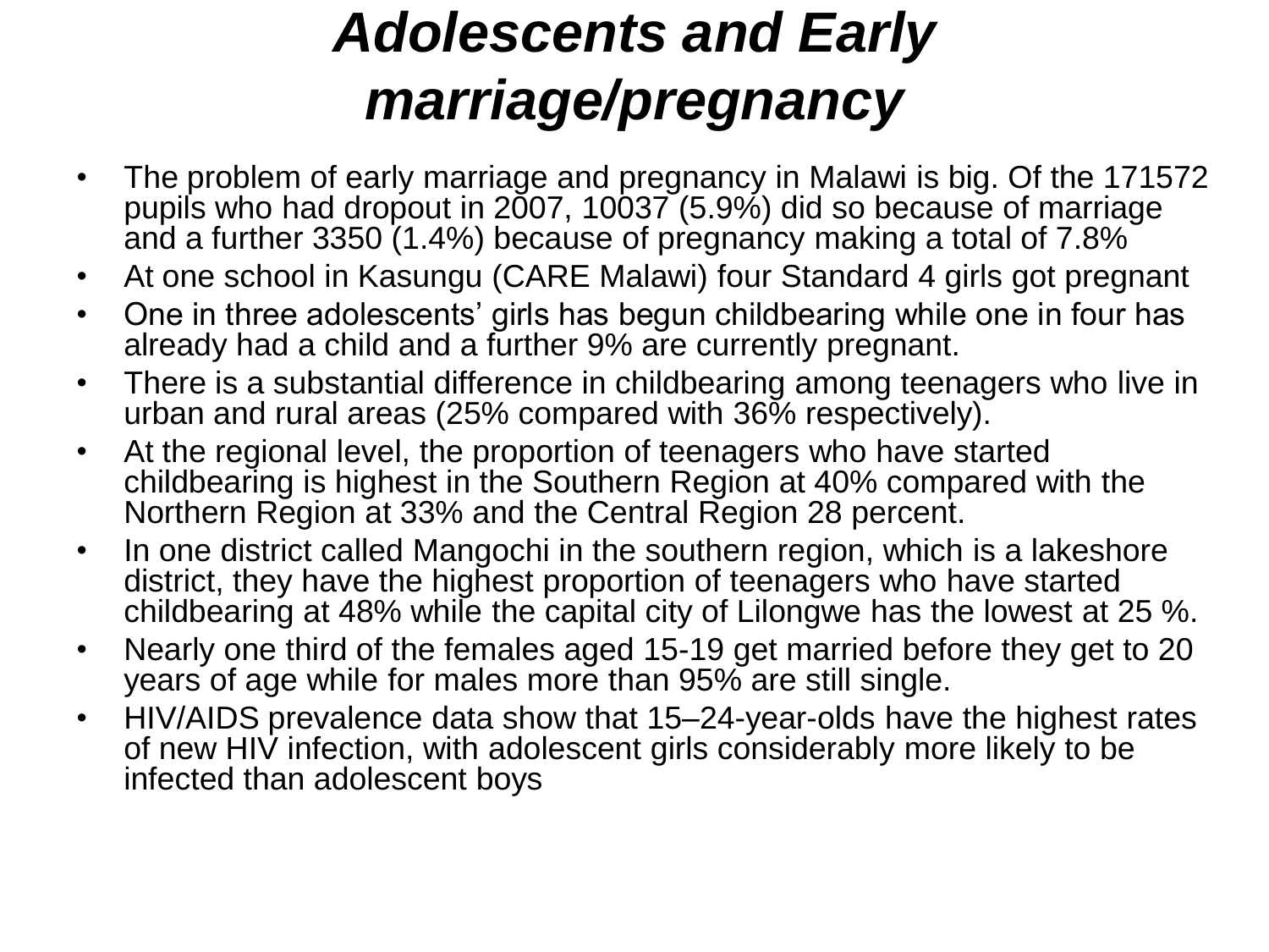# *Adolescents and Early marriage/pregnancy*

- The problem of early marriage and pregnancy in Malawi is big. Of the 171572 pupils who had dropout in 2007, 10037 (5.9%) did so because of marriage and a further 3350 (1.4%) because of pregnancy making a total of 7.8%
- At one school in Kasungu (CARE Malawi) four Standard 4 girls got pregnant
- One in three adolescents' girls has begun childbearing while one in four has already had a child and a further 9% are currently pregnant.
- There is a substantial difference in childbearing among teenagers who live in urban and rural areas (25% compared with 36% respectively).
- At the regional level, the proportion of teenagers who have started childbearing is highest in the Southern Region at 40% compared with the Northern Region at 33% and the Central Region 28 percent.
- In one district called Mangochi in the southern region, which is a lakeshore district, they have the highest proportion of teenagers who have started childbearing at 48% while the capital city of Lilongwe has the lowest at 25 %.
- Nearly one third of the females aged 15-19 get married before they get to 20 years of age while for males more than 95% are still single.
- HIV/AIDS prevalence data show that 15–24-year-olds have the highest rates of new HIV infection, with adolescent girls considerably more likely to be infected than adolescent boys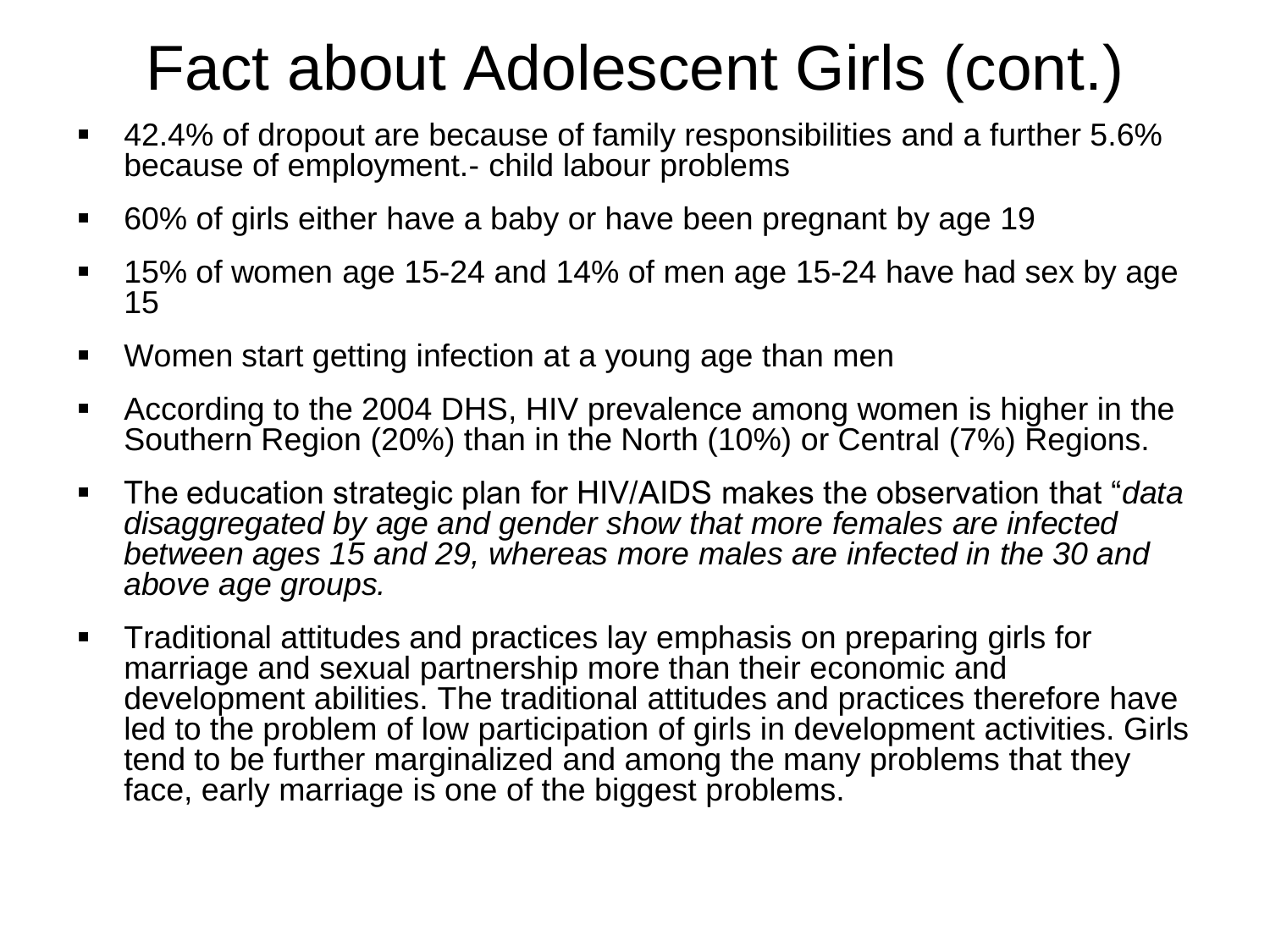# Fact about Adolescent Girls (cont.)

- 42.4% of dropout are because of family responsibilities and a further 5.6% because of employment.- child labour problems
- 60% of girls either have a baby or have been pregnant by age 19
- 15% of women age 15-24 and 14% of men age 15-24 have had sex by age 15
- Women start getting infection at a young age than men
- According to the 2004 DHS, HIV prevalence among women is higher in the Southern Region (20%) than in the North (10%) or Central (7%) Regions.
- The education strategic plan for HIV/AIDS makes the observation that "*data disaggregated by age and gender show that more females are infected between ages 15 and 29, whereas more males are infected in the 30 and above age groups.*
- Traditional attitudes and practices lay emphasis on preparing girls for marriage and sexual partnership more than their economic and development abilities. The traditional attitudes and practices therefore have led to the problem of low participation of girls in development activities. Girls tend to be further marginalized and among the many problems that they face, early marriage is one of the biggest problems.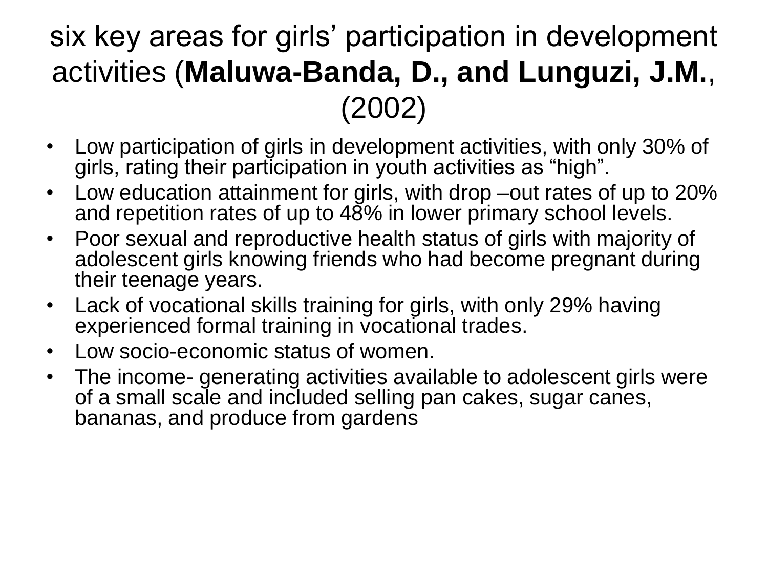# six key areas for girls' participation in development activities (**Maluwa-Banda, D., and Lunguzi, J.M.**, (2002)

- Low participation of girls in development activities, with only 30% of girls, rating their participation in youth activities as "high".
- Low education attainment for girls, with drop –out rates of up to 20% and repetition rates of up to 48% in lower primary school levels.
- Poor sexual and reproductive health status of girls with majority of adolescent girls knowing friends who had become pregnant during their teenage years.
- Lack of vocational skills training for girls, with only 29% having experienced formal training in vocational trades.
- Low socio-economic status of women.
- The income- generating activities available to adolescent girls were of a small scale and included selling pan cakes, sugar canes, bananas, and produce from gardens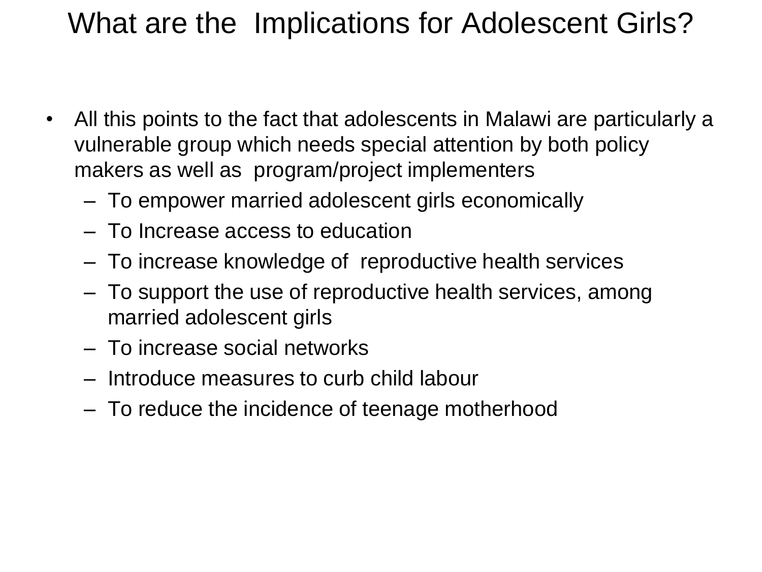# What are the Implications for Adolescent Girls?

- All this points to the fact that adolescents in Malawi are particularly a vulnerable group which needs special attention by both policy makers as well as program/project implementers
  - To empower married adolescent girls economically
  - To Increase access to education
  - To increase knowledge of reproductive health services
  - To support the use of reproductive health services, among married adolescent girls
  - To increase social networks
  - Introduce measures to curb child labour
  - To reduce the incidence of teenage motherhood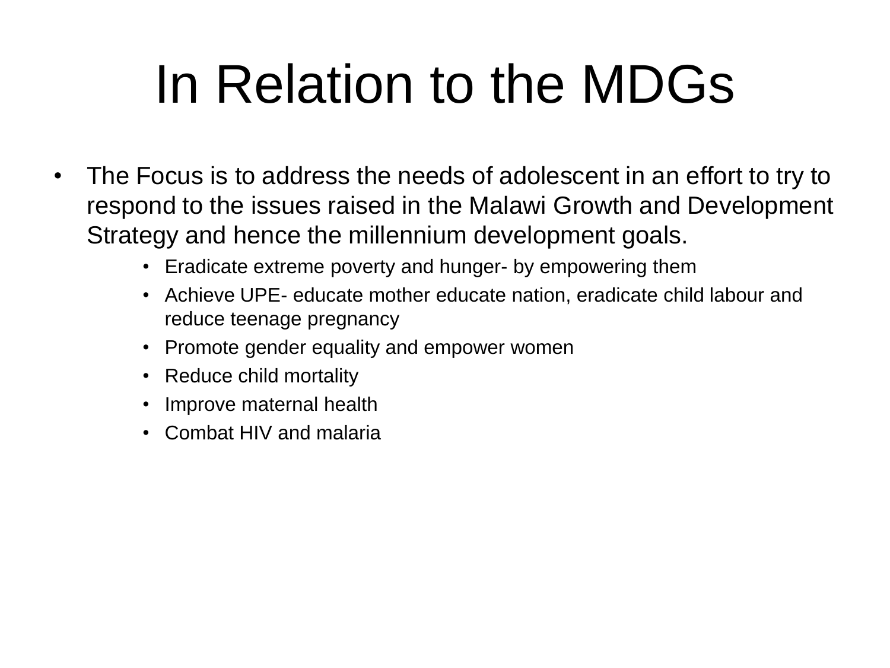# In Relation to the MDGs

- The Focus is to address the needs of adolescent in an effort to try to respond to the issues raised in the Malawi Growth and Development Strategy and hence the millennium development goals.
  - Eradicate extreme poverty and hunger- by empowering them
  - Achieve UPE- educate mother educate nation, eradicate child labour and reduce teenage pregnancy
  - Promote gender equality and empower women
  - Reduce child mortality
  - Improve maternal health
  - Combat HIV and malaria